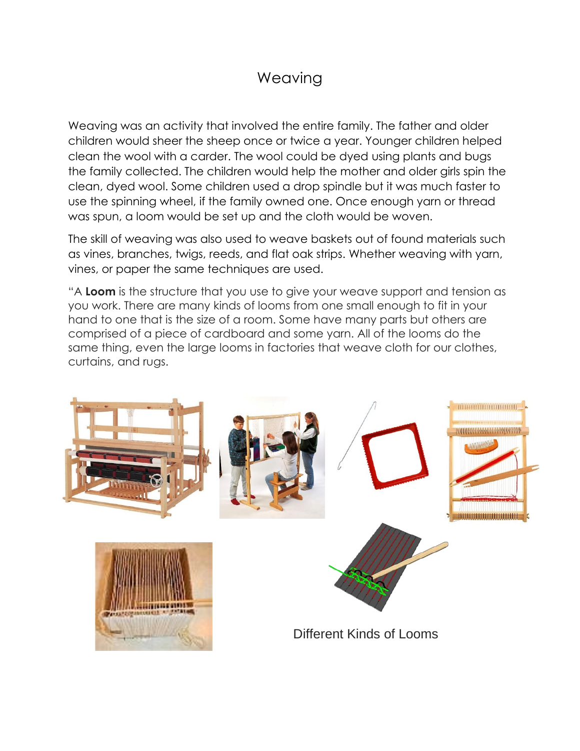# Weaving

Weaving was an activity that involved the entire family. The father and older children would sheer the sheep once or twice a year. Younger children helped clean the wool with a carder. The wool could be dyed using plants and bugs the family collected. The children would help the mother and older girls spin the clean, dyed wool. Some children used a drop spindle but it was much faster to use the spinning wheel, if the family owned one. Once enough yarn or thread was spun, a loom would be set up and the cloth would be woven.

The skill of weaving was also used to weave baskets out of found materials such as vines, branches, twigs, reeds, and flat oak strips. Whether weaving with yarn, vines, or paper the same techniques are used.

"A **Loom** is the structure that you use to give your weave support and tension as you work. There are many kinds of looms from one small enough to fit in your hand to one that is the size of a room. Some have many parts but others are comprised of a piece of cardboard and some yarn. All of the looms do the same thing, even the large looms in factories that weave cloth for our clothes, curtains, and rugs.

Different Kinds of Looms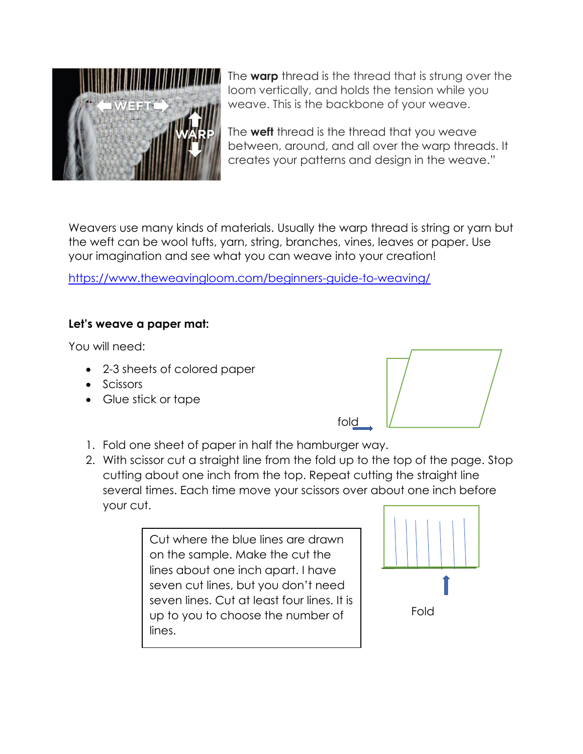The **warp** thread is the thread that is strung over the loom vertically, and holds the tension while you weave. This is the backbone of your weave.

The **weft** thread is the thread that you weave between, around, and all over the warp threads. It creates your patterns and design in the weave."

Weavers use many kinds of materials. Usually the warp thread is string or yarn but the weft can be wool tufts, yarn, string, branches, vines, leaves or paper. Use your imagination and see what you can weave into your creation!

https://www.theweavingloom.com/beginners-guide-to-weaving/

**Let's weave a paper mat:**

You will need:

- 2-3 sheets of colored paper
- Scissors
- Glue stick or tape

fold

1. Fold one sheet of paper in half the hamburger way.
2. With scissor cut a straight line from the fold up to the top of the page. Stop cutting about one inch from the top. Repeat cutting the straight line several times. Each time move your scissors over about one inch before your cut.

Cut where the blue lines are drawn on the sample. Make the cut the lines about one inch apart. I have seven cut lines, but you don't need seven lines. Cut at least four lines. It is up to you to choose the number of lines.

Fold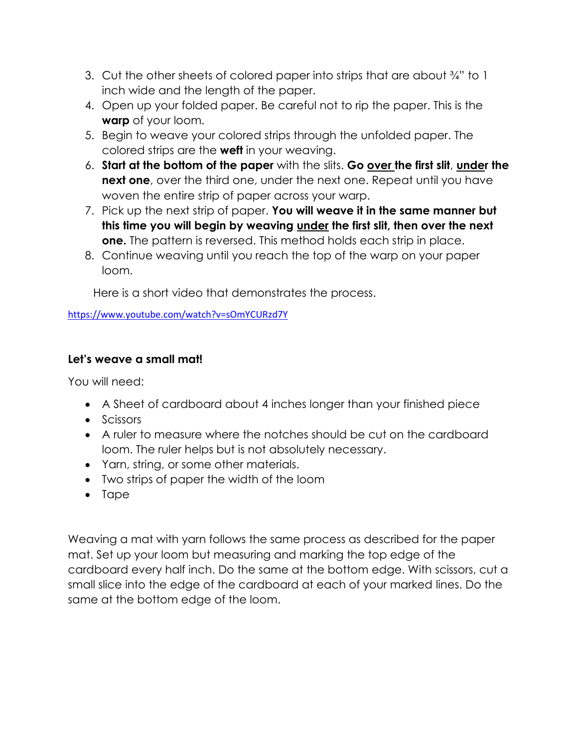3. Cut the other sheets of colored paper into strips that are about ¾" to 1 inch wide and the length of the paper.
4. Open up your folded paper. Be careful not to rip the paper. This is the **warp** of your loom.
5. Begin to weave your colored strips through the unfolded paper. The colored strips are the **weft** in your weaving.
6. **Start at the bottom of the paper** with the slits. **Go <u>over</u> the first slit**, **<u>under</u> the next one**, over the third one, under the next one. Repeat until you have woven the entire strip of paper across your warp.
7. Pick up the next strip of paper. **You will weave it in the same manner but this time you will begin by weaving <u>under</u> the first slit, then over the next one.** The pattern is reversed. This method holds each strip in place.
8. Continue weaving until you reach the top of the warp on your paper loom.

Here is a short video that demonstrates the process.

https://www.youtube.com/watch?v=sOmYCURzd7Y

**Let's weave a small mat!**

You will need:

- A Sheet of cardboard about 4 inches longer than your finished piece
- Scissors
- A ruler to measure where the notches should be cut on the cardboard loom. The ruler helps but is not absolutely necessary.
- Yarn, string, or some other materials.
- Two strips of paper the width of the loom
- Tape

Weaving a mat with yarn follows the same process as described for the paper mat. Set up your loom but measuring and marking the top edge of the cardboard every half inch. Do the same at the bottom edge. With scissors, cut a small slice into the edge of the cardboard at each of your marked lines. Do the same at the bottom edge of the loom.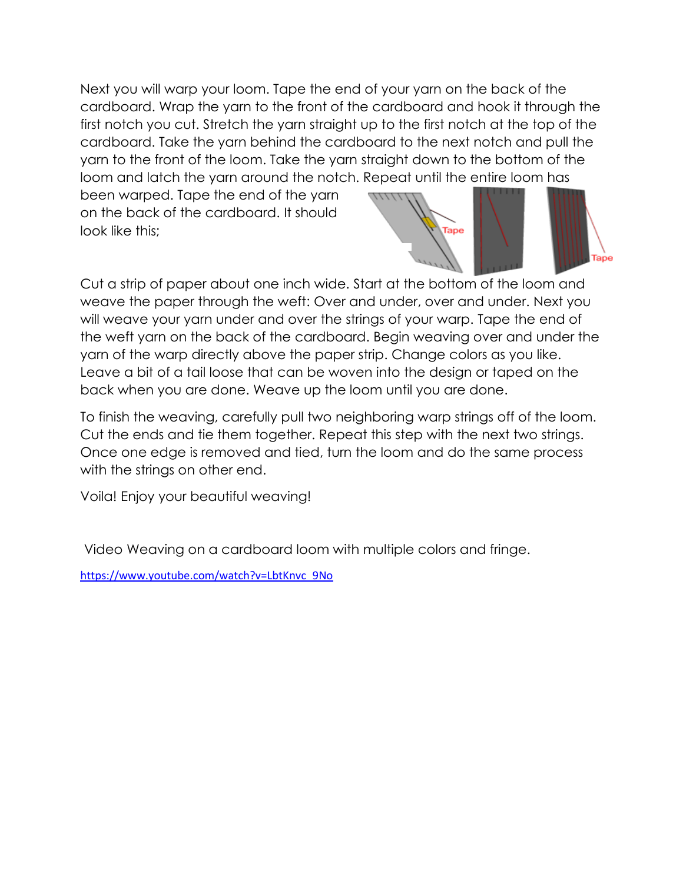Next you will warp your loom. Tape the end of your yarn on the back of the cardboard. Wrap the yarn to the front of the cardboard and hook it through the first notch you cut. Stretch the yarn straight up to the first notch at the top of the cardboard. Take the yarn behind the cardboard to the next notch and pull the yarn to the front of the loom. Take the yarn straight down to the bottom of the loom and latch the yarn around the notch. Repeat until the entire loom has been warped. Tape the end of the yarn on the back of the cardboard. It should look like this;

Tape

Tape

Cut a strip of paper about one inch wide. Start at the bottom of the loom and weave the paper through the weft: Over and under, over and under. Next you will weave your yarn under and over the strings of your warp. Tape the end of the weft yarn on the back of the cardboard. Begin weaving over and under the yarn of the warp directly above the paper strip. Change colors as you like. Leave a bit of a tail loose that can be woven into the design or taped on the back when you are done. Weave up the loom until you are done.

To finish the weaving, carefully pull two neighboring warp strings off of the loom. Cut the ends and tie them together. Repeat this step with the next two strings. Once one edge is removed and tied, turn the loom and do the same process with the strings on other end.

Voila! Enjoy your beautiful weaving!

Video Weaving on a cardboard loom with multiple colors and fringe.

https://www.youtube.com/watch?v=LbtKnvc_9No